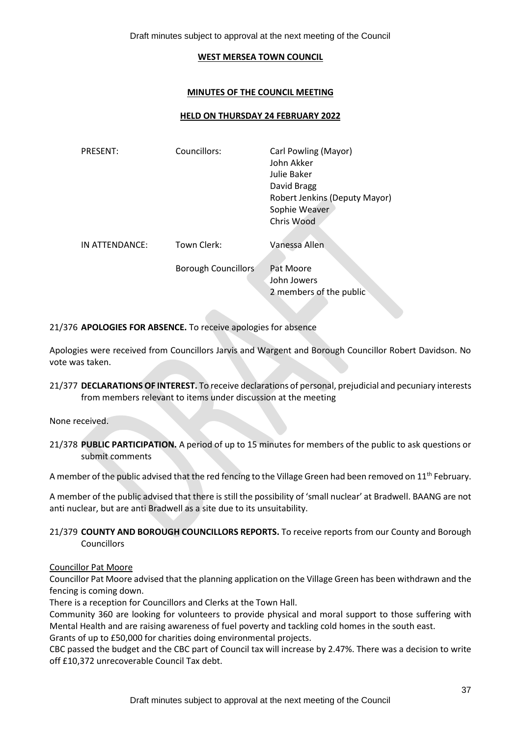**WEST MERSEA TOWN COUNCIL**

**MINUTES OF THE COUNCIL MEETING**

**HELD ON THURSDAY 24 FEBRUARY 2022**

| | | |
|---|---|---|
| PRESENT: | Councillors: | Carl Powling (Mayor) |
| | | John Akker |
| | | Julie Baker |
| | | David Bragg |
| | | Robert Jenkins (Deputy Mayor) |
| | | Sophie Weaver |
| | | Chris Wood |
| IN ATTENDANCE: | Town Clerk: | Vanessa Allen |
| | Borough Councillors | Pat Moore |
| | | John Jowers |
| | | 2 members of the public |

21/376 **APOLOGIES FOR ABSENCE.** To receive apologies for absence

Apologies were received from Councillors Jarvis and Wargent and Borough Councillor Robert Davidson. No vote was taken.

21/377 **DECLARATIONS OF INTEREST.** To receive declarations of personal, prejudicial and pecuniary interests from members relevant to items under discussion at the meeting

None received.

21/378 **PUBLIC PARTICIPATION.** A period of up to 15 minutes for members of the public to ask questions or submit comments

A member of the public advised that the red fencing to the Village Green had been removed on 11th February.

A member of the public advised that there is still the possibility of 'small nuclear' at Bradwell. BAANG are not anti nuclear, but are anti Bradwell as a site due to its unsuitability.

21/379 **COUNTY AND BOROUGH COUNCILLORS REPORTS.** To receive reports from our County and Borough Councillors

Councillor Pat Moore

Councillor Pat Moore advised that the planning application on the Village Green has been withdrawn and the fencing is coming down.

There is a reception for Councillors and Clerks at the Town Hall.

Community 360 are looking for volunteers to provide physical and moral support to those suffering with Mental Health and are raising awareness of fuel poverty and tackling cold homes in the south east.

Grants of up to £50,000 for charities doing environmental projects.

CBC passed the budget and the CBC part of Council tax will increase by 2.47%. There was a decision to write off £10,372 unrecoverable Council Tax debt.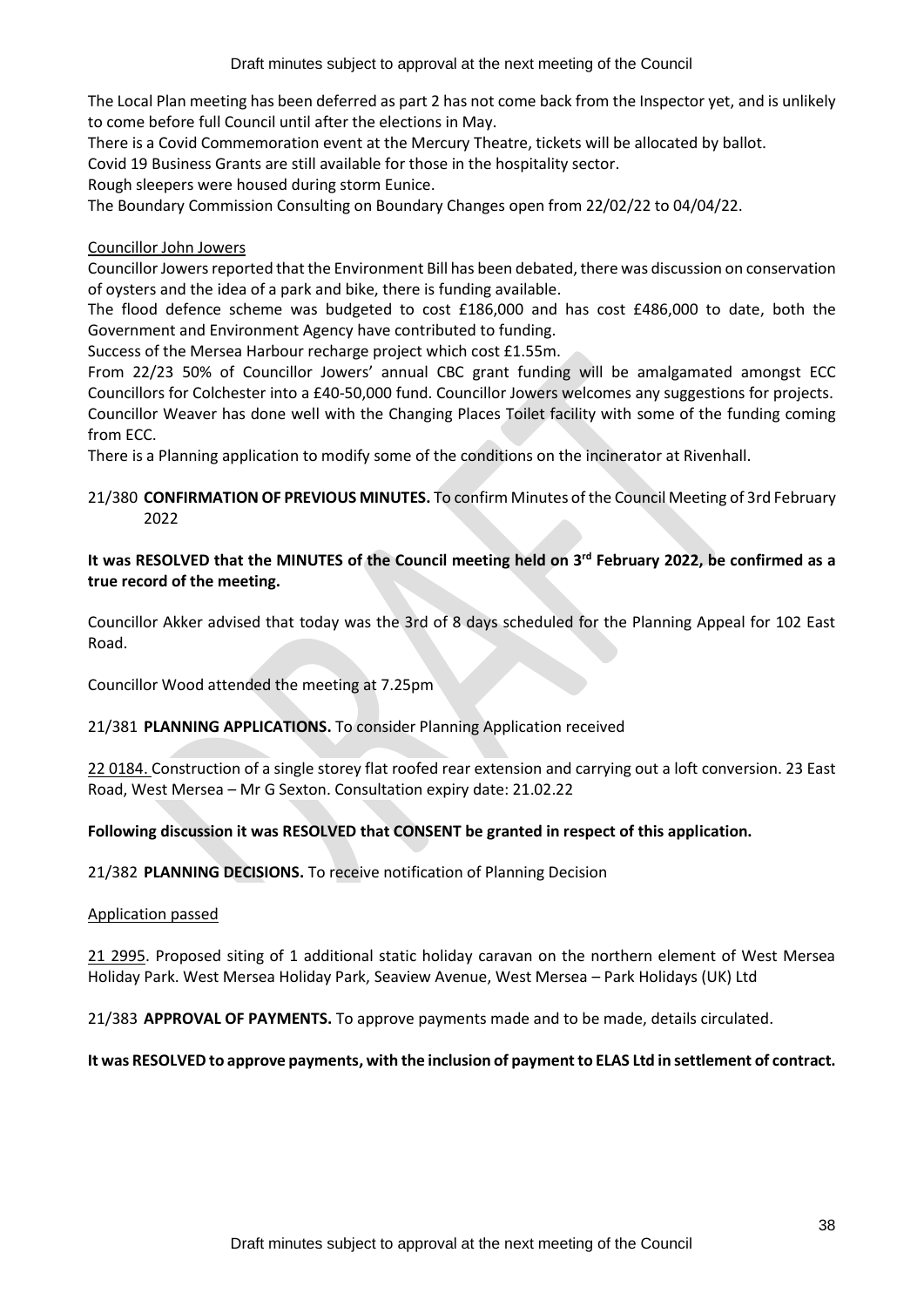The Local Plan meeting has been deferred as part 2 has not come back from the Inspector yet, and is unlikely to come before full Council until after the elections in May.

There is a Covid Commemoration event at the Mercury Theatre, tickets will be allocated by ballot.

Covid 19 Business Grants are still available for those in the hospitality sector.

Rough sleepers were housed during storm Eunice.

The Boundary Commission Consulting on Boundary Changes open from 22/02/22 to 04/04/22.

Councillor John Jowers

Councillor Jowers reported that the Environment Bill has been debated, there was discussion on conservation of oysters and the idea of a park and bike, there is funding available.

The flood defence scheme was budgeted to cost £186,000 and has cost £486,000 to date, both the Government and Environment Agency have contributed to funding.

Success of the Mersea Harbour recharge project which cost £1.55m.

From 22/23 50% of Councillor Jowers' annual CBC grant funding will be amalgamated amongst ECC Councillors for Colchester into a £40-50,000 fund. Councillor Jowers welcomes any suggestions for projects.

Councillor Weaver has done well with the Changing Places Toilet facility with some of the funding coming from ECC.

There is a Planning application to modify some of the conditions on the incinerator at Rivenhall.

21/380 **CONFIRMATION OF PREVIOUS MINUTES.** To confirm Minutes of the Council Meeting of 3rd February 2022

**It was RESOLVED that the MINUTES of the Council meeting held on 3rd February 2022, be confirmed as a true record of the meeting.**

Councillor Akker advised that today was the 3rd of 8 days scheduled for the Planning Appeal for 102 East Road.

Councillor Wood attended the meeting at 7.25pm

21/381 **PLANNING APPLICATIONS.** To consider Planning Application received

22 0184. Construction of a single storey flat roofed rear extension and carrying out a loft conversion. 23 East Road, West Mersea – Mr G Sexton. Consultation expiry date: 21.02.22

**Following discussion it was RESOLVED that CONSENT be granted in respect of this application.**

21/382 **PLANNING DECISIONS.** To receive notification of Planning Decision

Application passed

21 2995. Proposed siting of 1 additional static holiday caravan on the northern element of West Mersea Holiday Park. West Mersea Holiday Park, Seaview Avenue, West Mersea – Park Holidays (UK) Ltd

21/383 **APPROVAL OF PAYMENTS.** To approve payments made and to be made, details circulated.

**It was RESOLVED to approve payments, with the inclusion of payment to ELAS Ltd in settlement of contract.**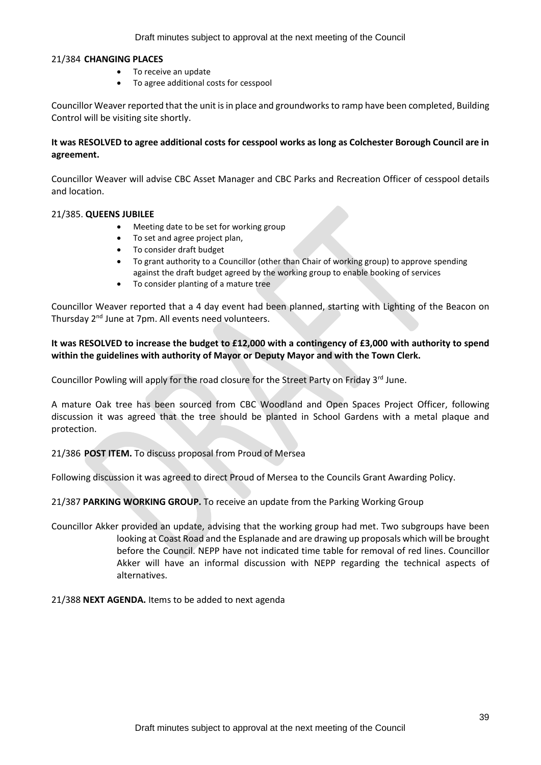21/384 **CHANGING PLACES**

- To receive an update
- To agree additional costs for cesspool

Councillor Weaver reported that the unit is in place and groundworks to ramp have been completed, Building Control will be visiting site shortly.

**It was RESOLVED to agree additional costs for cesspool works as long as Colchester Borough Council are in agreement.**

Councillor Weaver will advise CBC Asset Manager and CBC Parks and Recreation Officer of cesspool details and location.

21/385. **QUEENS JUBILEE**

- Meeting date to be set for working group
- To set and agree project plan,
- To consider draft budget
- To grant authority to a Councillor (other than Chair of working group) to approve spending against the draft budget agreed by the working group to enable booking of services
- To consider planting of a mature tree

Councillor Weaver reported that a 4 day event had been planned, starting with Lighting of the Beacon on Thursday 2nd June at 7pm. All events need volunteers.

**It was RESOLVED to increase the budget to £12,000 with a contingency of £3,000 with authority to spend within the guidelines with authority of Mayor or Deputy Mayor and with the Town Clerk.**

Councillor Powling will apply for the road closure for the Street Party on Friday 3rd June.

A mature Oak tree has been sourced from CBC Woodland and Open Spaces Project Officer, following discussion it was agreed that the tree should be planted in School Gardens with a metal plaque and protection.

21/386 **POST ITEM.** To discuss proposal from Proud of Mersea

Following discussion it was agreed to direct Proud of Mersea to the Councils Grant Awarding Policy.

21/387 **PARKING WORKING GROUP.** To receive an update from the Parking Working Group

Councillor Akker provided an update, advising that the working group had met. Two subgroups have been looking at Coast Road and the Esplanade and are drawing up proposals which will be brought before the Council. NEPP have not indicated time table for removal of red lines. Councillor Akker will have an informal discussion with NEPP regarding the technical aspects of alternatives.

21/388 **NEXT AGENDA.** Items to be added to next agenda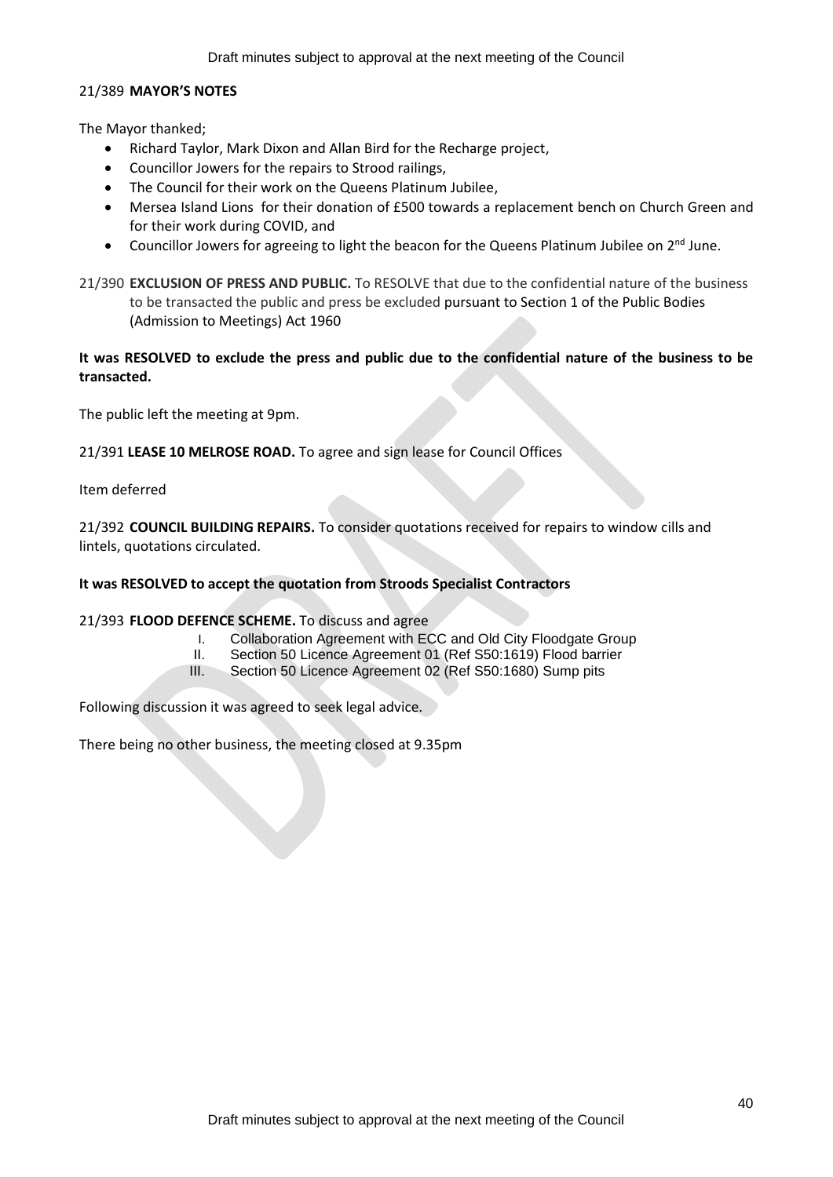### 21/389 **MAYOR'S NOTES**

The Mayor thanked;

- Richard Taylor, Mark Dixon and Allan Bird for the Recharge project,
- Councillor Jowers for the repairs to Strood railings,
- The Council for their work on the Queens Platinum Jubilee,
- Mersea Island Lions for their donation of £500 towards a replacement bench on Church Green and for their work during COVID, and
- Councillor Jowers for agreeing to light the beacon for the Queens Platinum Jubilee on 2nd June.

21/390 **EXCLUSION OF PRESS AND PUBLIC.** To RESOLVE that due to the confidential nature of the business to be transacted the public and press be excluded pursuant to Section 1 of the Public Bodies (Admission to Meetings) Act 1960

**It was RESOLVED to exclude the press and public due to the confidential nature of the business to be transacted.**

The public left the meeting at 9pm.

21/391 **LEASE 10 MELROSE ROAD.** To agree and sign lease for Council Offices

Item deferred

21/392 **COUNCIL BUILDING REPAIRS.** To consider quotations received for repairs to window cills and lintels, quotations circulated.

**It was RESOLVED to accept the quotation from Stroods Specialist Contractors**

21/393 **FLOOD DEFENCE SCHEME.** To discuss and agree

I. Collaboration Agreement with ECC and Old City Floodgate Group
II. Section 50 Licence Agreement 01 (Ref S50:1619) Flood barrier
III. Section 50 Licence Agreement 02 (Ref S50:1680) Sump pits

Following discussion it was agreed to seek legal advice.

There being no other business, the meeting closed at 9.35pm